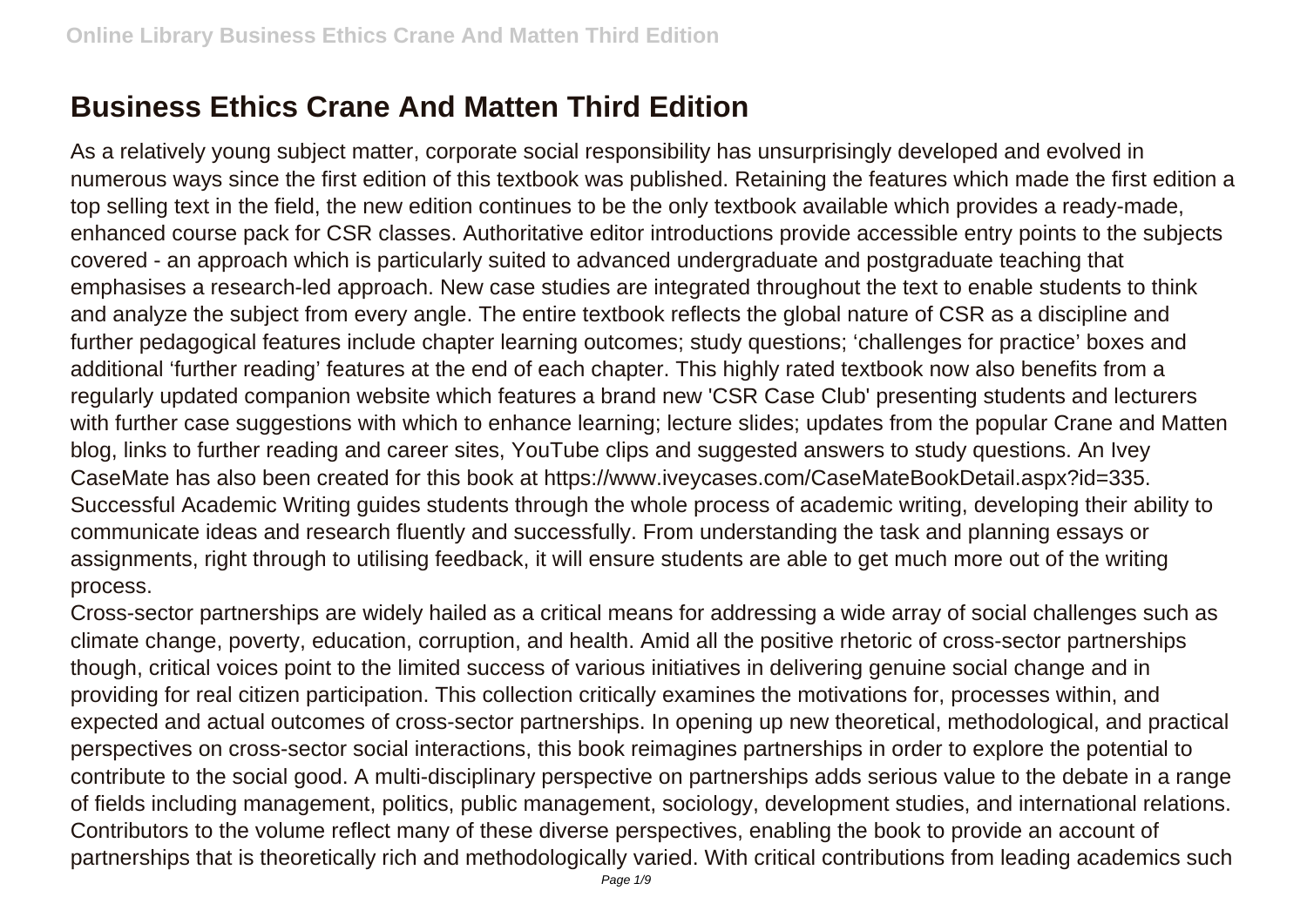# Business Ethics Crane And Matten Third Edition

As a relatively young subject matter, corporate social responsibility has unsurprisingly developed and evolved in numerous ways since the first edition of this textbook was published. Retaining the features which made the first edition a top selling text in the field, the new edition continues to be the only textbook available which provides a ready-made, enhanced course pack for CSR classes. Authoritative editor introductions provide accessible entry points to the subjects covered - an approach which is particularly suited to advanced undergraduate and postgraduate teaching that emphasises a research-led approach. New case studies are integrated throughout the text to enable students to think and analyze the subject from every angle. The entire textbook reflects the global nature of CSR as a discipline and further pedagogical features include chapter learning outcomes; study questions; 'challenges for practice' boxes and additional 'further reading' features at the end of each chapter. This highly rated textbook now also benefits from a regularly updated companion website which features a brand new 'CSR Case Club' presenting students and lecturers with further case suggestions with which to enhance learning; lecture slides; updates from the popular Crane and Matten blog, links to further reading and career sites, YouTube clips and suggested answers to study questions. An Ivey CaseMate has also been created for this book at https://www.iveycases.com/CaseMateBookDetail.aspx?id=335.

Successful Academic Writing guides students through the whole process of academic writing, developing their ability to communicate ideas and research fluently and successfully. From understanding the task and planning essays or assignments, right through to utilising feedback, it will ensure students are able to get much more out of the writing process.

Cross-sector partnerships are widely hailed as a critical means for addressing a wide array of social challenges such as climate change, poverty, education, corruption, and health. Amid all the positive rhetoric of cross-sector partnerships though, critical voices point to the limited success of various initiatives in delivering genuine social change and in providing for real citizen participation. This collection critically examines the motivations for, processes within, and expected and actual outcomes of cross-sector partnerships. In opening up new theoretical, methodological, and practical perspectives on cross-sector social interactions, this book reimagines partnerships in order to explore the potential to contribute to the social good. A multi-disciplinary perspective on partnerships adds serious value to the debate in a range of fields including management, politics, public management, sociology, development studies, and international relations. Contributors to the volume reflect many of these diverse perspectives, enabling the book to provide an account of partnerships that is theoretically rich and methodologically varied. With critical contributions from leading academics such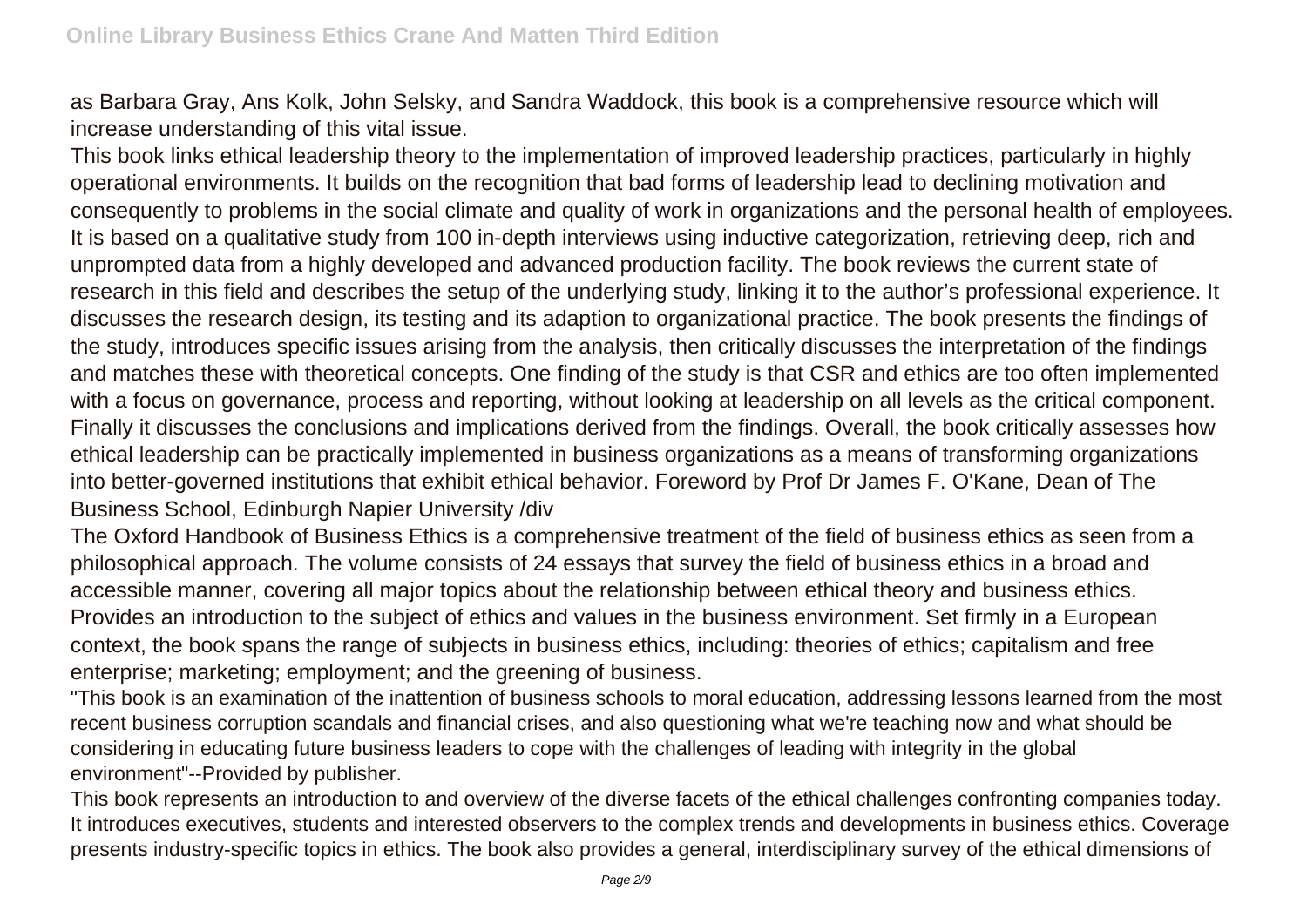as Barbara Gray, Ans Kolk, John Selsky, and Sandra Waddock, this book is a comprehensive resource which will increase understanding of this vital issue.

This book links ethical leadership theory to the implementation of improved leadership practices, particularly in highly operational environments. It builds on the recognition that bad forms of leadership lead to declining motivation and consequently to problems in the social climate and quality of work in organizations and the personal health of employees. It is based on a qualitative study from 100 in-depth interviews using inductive categorization, retrieving deep, rich and unprompted data from a highly developed and advanced production facility. The book reviews the current state of research in this field and describes the setup of the underlying study, linking it to the author's professional experience. It discusses the research design, its testing and its adaption to organizational practice. The book presents the findings of the study, introduces specific issues arising from the analysis, then critically discusses the interpretation of the findings and matches these with theoretical concepts. One finding of the study is that CSR and ethics are too often implemented with a focus on governance, process and reporting, without looking at leadership on all levels as the critical component. Finally it discusses the conclusions and implications derived from the findings. Overall, the book critically assesses how ethical leadership can be practically implemented in business organizations as a means of transforming organizations into better-governed institutions that exhibit ethical behavior. Foreword by Prof Dr James F. O'Kane, Dean of The Business School, Edinburgh Napier University /div

The Oxford Handbook of Business Ethics is a comprehensive treatment of the field of business ethics as seen from a philosophical approach. The volume consists of 24 essays that survey the field of business ethics in a broad and accessible manner, covering all major topics about the relationship between ethical theory and business ethics.

Provides an introduction to the subject of ethics and values in the business environment. Set firmly in a European context, the book spans the range of subjects in business ethics, including: theories of ethics; capitalism and free enterprise; marketing; employment; and the greening of business.

"This book is an examination of the inattention of business schools to moral education, addressing lessons learned from the most recent business corruption scandals and financial crises, and also questioning what we're teaching now and what should be considering in educating future business leaders to cope with the challenges of leading with integrity in the global environment"--Provided by publisher.

This book represents an introduction to and overview of the diverse facets of the ethical challenges confronting companies today. It introduces executives, students and interested observers to the complex trends and developments in business ethics. Coverage presents industry-specific topics in ethics. The book also provides a general, interdisciplinary survey of the ethical dimensions of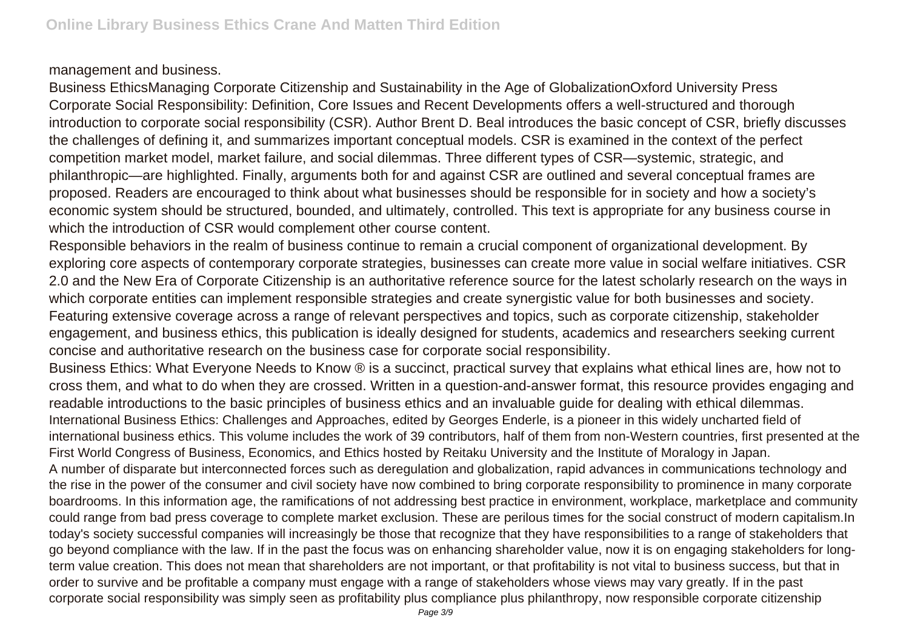management and business.

Business EthicsManaging Corporate Citizenship and Sustainability in the Age of GlobalizationOxford University Press

Corporate Social Responsibility: Definition, Core Issues and Recent Developments offers a well-structured and thorough introduction to corporate social responsibility (CSR). Author Brent D. Beal introduces the basic concept of CSR, briefly discusses the challenges of defining it, and summarizes important conceptual models. CSR is examined in the context of the perfect competition market model, market failure, and social dilemmas. Three different types of CSR—systemic, strategic, and philanthropic—are highlighted. Finally, arguments both for and against CSR are outlined and several conceptual frames are proposed. Readers are encouraged to think about what businesses should be responsible for in society and how a society's economic system should be structured, bounded, and ultimately, controlled. This text is appropriate for any business course in which the introduction of CSR would complement other course content.

Responsible behaviors in the realm of business continue to remain a crucial component of organizational development. By exploring core aspects of contemporary corporate strategies, businesses can create more value in social welfare initiatives. CSR 2.0 and the New Era of Corporate Citizenship is an authoritative reference source for the latest scholarly research on the ways in which corporate entities can implement responsible strategies and create synergistic value for both businesses and society. Featuring extensive coverage across a range of relevant perspectives and topics, such as corporate citizenship, stakeholder engagement, and business ethics, this publication is ideally designed for students, academics and researchers seeking current concise and authoritative research on the business case for corporate social responsibility.

Business Ethics: What Everyone Needs to Know ® is a succinct, practical survey that explains what ethical lines are, how not to cross them, and what to do when they are crossed. Written in a question-and-answer format, this resource provides engaging and readable introductions to the basic principles of business ethics and an invaluable guide for dealing with ethical dilemmas.

International Business Ethics: Challenges and Approaches, edited by Georges Enderle, is a pioneer in this widely uncharted field of international business ethics. This volume includes the work of 39 contributors, half of them from non-Western countries, first presented at the First World Congress of Business, Economics, and Ethics hosted by Reitaku University and the Institute of Moralogy in Japan.

A number of disparate but interconnected forces such as deregulation and globalization, rapid advances in communications technology and the rise in the power of the consumer and civil society have now combined to bring corporate responsibility to prominence in many corporate boardrooms. In this information age, the ramifications of not addressing best practice in environment, workplace, marketplace and community could range from bad press coverage to complete market exclusion. These are perilous times for the social construct of modern capitalism.In today's society successful companies will increasingly be those that recognize that they have responsibilities to a range of stakeholders that go beyond compliance with the law. If in the past the focus was on enhancing shareholder value, now it is on engaging stakeholders for long-term value creation. This does not mean that shareholders are not important, or that profitability is not vital to business success, but that in order to survive and be profitable a company must engage with a range of stakeholders whose views may vary greatly. If in the past corporate social responsibility was simply seen as profitability plus compliance plus philanthropy, now responsible corporate citizenship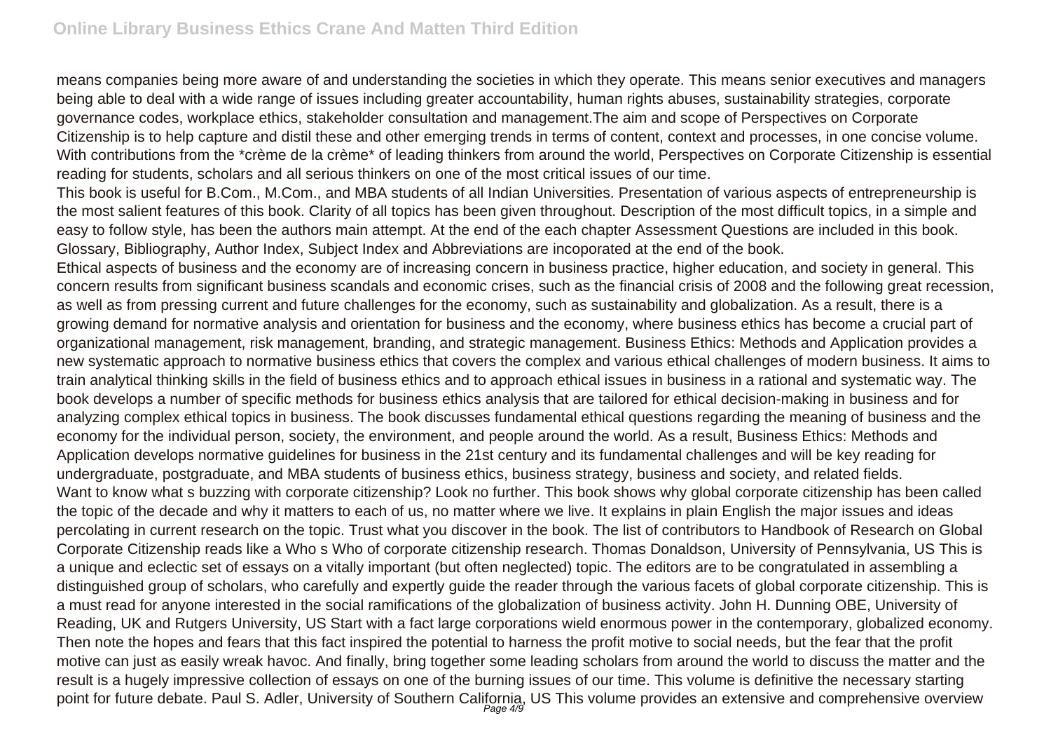means companies being more aware of and understanding the societies in which they operate. This means senior executives and managers being able to deal with a wide range of issues including greater accountability, human rights abuses, sustainability strategies, corporate governance codes, workplace ethics, stakeholder consultation and management.The aim and scope of Perspectives on Corporate Citizenship is to help capture and distil these and other emerging trends in terms of content, context and processes, in one concise volume. With contributions from the *crème de la crème* of leading thinkers from around the world, Perspectives on Corporate Citizenship is essential reading for students, scholars and all serious thinkers on one of the most critical issues of our time.

This book is useful for B.Com., M.Com., and MBA students of all Indian Universities. Presentation of various aspects of entrepreneurship is the most salient features of this book. Clarity of all topics has been given throughout. Description of the most difficult topics, in a simple and easy to follow style, has been the authors main attempt. At the end of the each chapter Assessment Questions are included in this book. Glossary, Bibliography, Author Index, Subject Index and Abbreviations are incoporated at the end of the book.

Ethical aspects of business and the economy are of increasing concern in business practice, higher education, and society in general. This concern results from significant business scandals and economic crises, such as the financial crisis of 2008 and the following great recession, as well as from pressing current and future challenges for the economy, such as sustainability and globalization. As a result, there is a growing demand for normative analysis and orientation for business and the economy, where business ethics has become a crucial part of organizational management, risk management, branding, and strategic management. Business Ethics: Methods and Application provides a new systematic approach to normative business ethics that covers the complex and various ethical challenges of modern business. It aims to train analytical thinking skills in the field of business ethics and to approach ethical issues in business in a rational and systematic way. The book develops a number of specific methods for business ethics analysis that are tailored for ethical decision-making in business and for analyzing complex ethical topics in business. The book discusses fundamental ethical questions regarding the meaning of business and the economy for the individual person, society, the environment, and people around the world. As a result, Business Ethics: Methods and Application develops normative guidelines for business in the 21st century and its fundamental challenges and will be key reading for undergraduate, postgraduate, and MBA students of business ethics, business strategy, business and society, and related fields.

Want to know what s buzzing with corporate citizenship? Look no further. This book shows why global corporate citizenship has been called the topic of the decade and why it matters to each of us, no matter where we live. It explains in plain English the major issues and ideas percolating in current research on the topic. Trust what you discover in the book. The list of contributors to Handbook of Research on Global Corporate Citizenship reads like a Who s Who of corporate citizenship research. Thomas Donaldson, University of Pennsylvania, US This is a unique and eclectic set of essays on a vitally important (but often neglected) topic. The editors are to be congratulated in assembling a distinguished group of scholars, who carefully and expertly guide the reader through the various facets of global corporate citizenship. This is a must read for anyone interested in the social ramifications of the globalization of business activity. John H. Dunning OBE, University of Reading, UK and Rutgers University, US Start with a fact large corporations wield enormous power in the contemporary, globalized economy. Then note the hopes and fears that this fact inspired the potential to harness the profit motive to social needs, but the fear that the profit motive can just as easily wreak havoc. And finally, bring together some leading scholars from around the world to discuss the matter and the result is a hugely impressive collection of essays on one of the burning issues of our time. This volume is definitive the necessary starting point for future debate. Paul S. Adler, University of Southern California, US This volume provides an extensive and comprehensive overview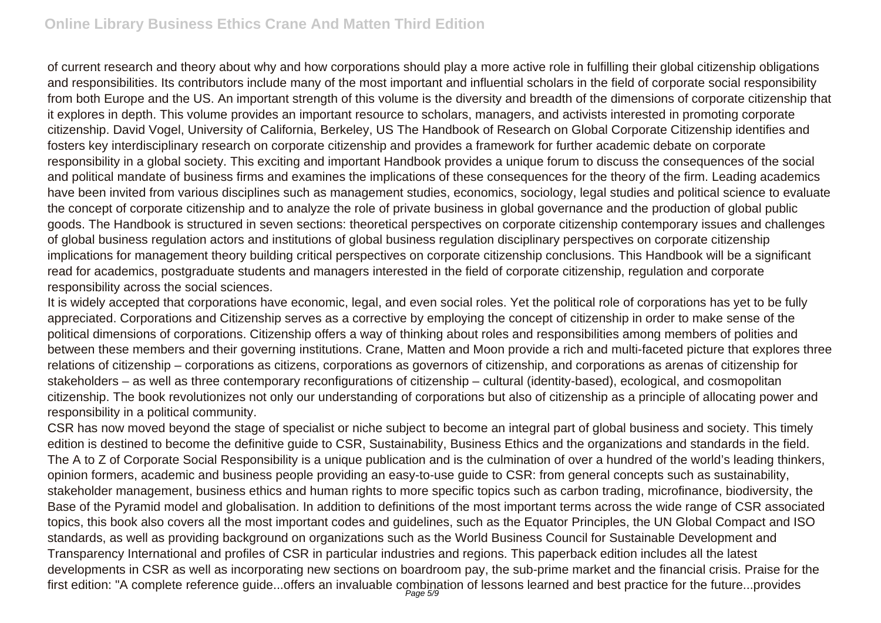of current research and theory about why and how corporations should play a more active role in fulfilling their global citizenship obligations and responsibilities. Its contributors include many of the most important and influential scholars in the field of corporate social responsibility from both Europe and the US. An important strength of this volume is the diversity and breadth of the dimensions of corporate citizenship that it explores in depth. This volume provides an important resource to scholars, managers, and activists interested in promoting corporate citizenship. David Vogel, University of California, Berkeley, US The Handbook of Research on Global Corporate Citizenship identifies and fosters key interdisciplinary research on corporate citizenship and provides a framework for further academic debate on corporate responsibility in a global society. This exciting and important Handbook provides a unique forum to discuss the consequences of the social and political mandate of business firms and examines the implications of these consequences for the theory of the firm. Leading academics have been invited from various disciplines such as management studies, economics, sociology, legal studies and political science to evaluate the concept of corporate citizenship and to analyze the role of private business in global governance and the production of global public goods. The Handbook is structured in seven sections: theoretical perspectives on corporate citizenship contemporary issues and challenges of global business regulation actors and institutions of global business regulation disciplinary perspectives on corporate citizenship implications for management theory building critical perspectives on corporate citizenship conclusions. This Handbook will be a significant read for academics, postgraduate students and managers interested in the field of corporate citizenship, regulation and corporate responsibility across the social sciences.

It is widely accepted that corporations have economic, legal, and even social roles. Yet the political role of corporations has yet to be fully appreciated. Corporations and Citizenship serves as a corrective by employing the concept of citizenship in order to make sense of the political dimensions of corporations. Citizenship offers a way of thinking about roles and responsibilities among members of polities and between these members and their governing institutions. Crane, Matten and Moon provide a rich and multi-faceted picture that explores three relations of citizenship – corporations as citizens, corporations as governors of citizenship, and corporations as arenas of citizenship for stakeholders – as well as three contemporary reconfigurations of citizenship – cultural (identity-based), ecological, and cosmopolitan citizenship. The book revolutionizes not only our understanding of corporations but also of citizenship as a principle of allocating power and responsibility in a political community.

CSR has now moved beyond the stage of specialist or niche subject to become an integral part of global business and society. This timely edition is destined to become the definitive guide to CSR, Sustainability, Business Ethics and the organizations and standards in the field. The A to Z of Corporate Social Responsibility is a unique publication and is the culmination of over a hundred of the world's leading thinkers, opinion formers, academic and business people providing an easy-to-use guide to CSR: from general concepts such as sustainability, stakeholder management, business ethics and human rights to more specific topics such as carbon trading, microfinance, biodiversity, the Base of the Pyramid model and globalisation. In addition to definitions of the most important terms across the wide range of CSR associated topics, this book also covers all the most important codes and guidelines, such as the Equator Principles, the UN Global Compact and ISO standards, as well as providing background on organizations such as the World Business Council for Sustainable Development and Transparency International and profiles of CSR in particular industries and regions. This paperback edition includes all the latest developments in CSR as well as incorporating new sections on boardroom pay, the sub-prime market and the financial crisis. Praise for the first edition: "A complete reference guide...offers an invaluable combination of lessons learned and best practice for the future...provides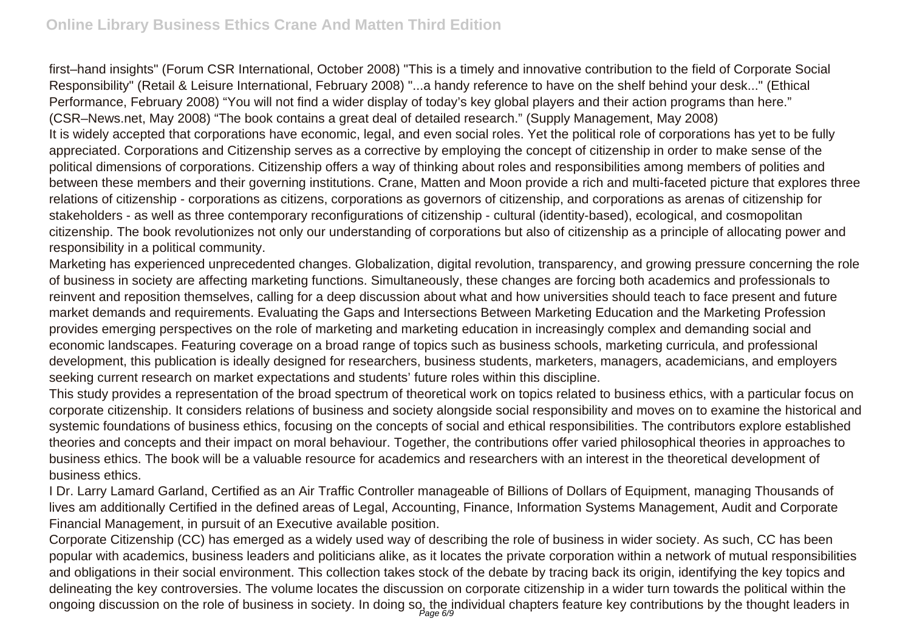first–hand insights" (Forum CSR International, October 2008) "This is a timely and innovative contribution to the field of Corporate Social Responsibility" (Retail & Leisure International, February 2008) "...a handy reference to have on the shelf behind your desk..." (Ethical Performance, February 2008) "You will not find a wider display of today's key global players and their action programs than here." (CSR–News.net, May 2008) "The book contains a great deal of detailed research." (Supply Management, May 2008)

It is widely accepted that corporations have economic, legal, and even social roles. Yet the political role of corporations has yet to be fully appreciated. Corporations and Citizenship serves as a corrective by employing the concept of citizenship in order to make sense of the political dimensions of corporations. Citizenship offers a way of thinking about roles and responsibilities among members of polities and between these members and their governing institutions. Crane, Matten and Moon provide a rich and multi-faceted picture that explores three relations of citizenship - corporations as citizens, corporations as governors of citizenship, and corporations as arenas of citizenship for stakeholders - as well as three contemporary reconfigurations of citizenship - cultural (identity-based), ecological, and cosmopolitan citizenship. The book revolutionizes not only our understanding of corporations but also of citizenship as a principle of allocating power and responsibility in a political community.

Marketing has experienced unprecedented changes. Globalization, digital revolution, transparency, and growing pressure concerning the role of business in society are affecting marketing functions. Simultaneously, these changes are forcing both academics and professionals to reinvent and reposition themselves, calling for a deep discussion about what and how universities should teach to face present and future market demands and requirements. Evaluating the Gaps and Intersections Between Marketing Education and the Marketing Profession provides emerging perspectives on the role of marketing and marketing education in increasingly complex and demanding social and economic landscapes. Featuring coverage on a broad range of topics such as business schools, marketing curricula, and professional development, this publication is ideally designed for researchers, business students, marketers, managers, academicians, and employers seeking current research on market expectations and students' future roles within this discipline.

This study provides a representation of the broad spectrum of theoretical work on topics related to business ethics, with a particular focus on corporate citizenship. It considers relations of business and society alongside social responsibility and moves on to examine the historical and systemic foundations of business ethics, focusing on the concepts of social and ethical responsibilities. The contributors explore established theories and concepts and their impact on moral behaviour. Together, the contributions offer varied philosophical theories in approaches to business ethics. The book will be a valuable resource for academics and researchers with an interest in the theoretical development of business ethics.

I Dr. Larry Lamard Garland, Certified as an Air Traffic Controller manageable of Billions of Dollars of Equipment, managing Thousands of lives am additionally Certified in the defined areas of Legal, Accounting, Finance, Information Systems Management, Audit and Corporate Financial Management, in pursuit of an Executive available position.

Corporate Citizenship (CC) has emerged as a widely used way of describing the role of business in wider society. As such, CC has been popular with academics, business leaders and politicians alike, as it locates the private corporation within a network of mutual responsibilities and obligations in their social environment. This collection takes stock of the debate by tracing back its origin, identifying the key topics and delineating the key controversies. The volume locates the discussion on corporate citizenship in a wider turn towards the political within the ongoing discussion on the role of business in society. In doing so, the individual chapters feature key contributions by the thought leaders in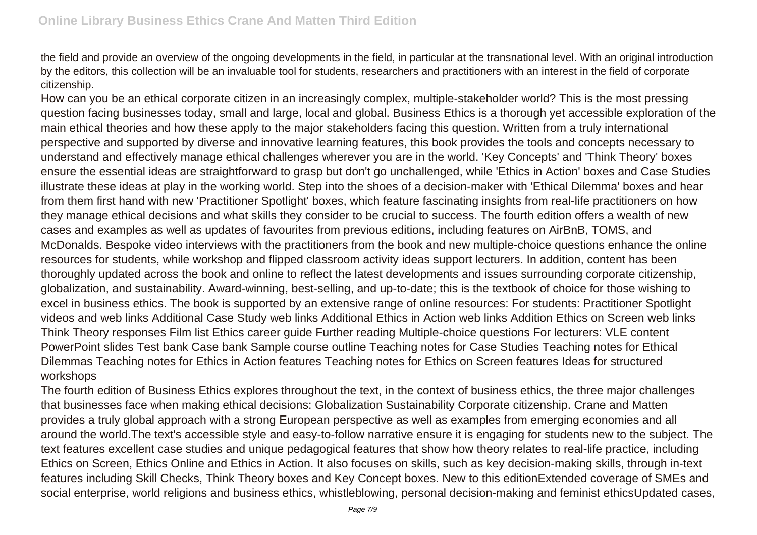the field and provide an overview of the ongoing developments in the field, in particular at the transnational level. With an original introduction by the editors, this collection will be an invaluable tool for students, researchers and practitioners with an interest in the field of corporate citizenship.

How can you be an ethical corporate citizen in an increasingly complex, multiple-stakeholder world? This is the most pressing question facing businesses today, small and large, local and global. Business Ethics is a thorough yet accessible exploration of the main ethical theories and how these apply to the major stakeholders facing this question. Written from a truly international perspective and supported by diverse and innovative learning features, this book provides the tools and concepts necessary to understand and effectively manage ethical challenges wherever you are in the world. 'Key Concepts' and 'Think Theory' boxes ensure the essential ideas are straightforward to grasp but don't go unchallenged, while 'Ethics in Action' boxes and Case Studies illustrate these ideas at play in the working world. Step into the shoes of a decision-maker with 'Ethical Dilemma' boxes and hear from them first hand with new 'Practitioner Spotlight' boxes, which feature fascinating insights from real-life practitioners on how they manage ethical decisions and what skills they consider to be crucial to success. The fourth edition offers a wealth of new cases and examples as well as updates of favourites from previous editions, including features on AirBnB, TOMS, and McDonalds. Bespoke video interviews with the practitioners from the book and new multiple-choice questions enhance the online resources for students, while workshop and flipped classroom activity ideas support lecturers. In addition, content has been thoroughly updated across the book and online to reflect the latest developments and issues surrounding corporate citizenship, globalization, and sustainability. Award-winning, best-selling, and up-to-date; this is the textbook of choice for those wishing to excel in business ethics. The book is supported by an extensive range of online resources: For students: Practitioner Spotlight videos and web links Additional Case Study web links Additional Ethics in Action web links Addition Ethics on Screen web links Think Theory responses Film list Ethics career guide Further reading Multiple-choice questions For lecturers: VLE content PowerPoint slides Test bank Case bank Sample course outline Teaching notes for Case Studies Teaching notes for Ethical Dilemmas Teaching notes for Ethics in Action features Teaching notes for Ethics on Screen features Ideas for structured workshops

The fourth edition of Business Ethics explores throughout the text, in the context of business ethics, the three major challenges that businesses face when making ethical decisions: Globalization Sustainability Corporate citizenship. Crane and Matten provides a truly global approach with a strong European perspective as well as examples from emerging economies and all around the world.The text's accessible style and easy-to-follow narrative ensure it is engaging for students new to the subject. The text features excellent case studies and unique pedagogical features that show how theory relates to real-life practice, including Ethics on Screen, Ethics Online and Ethics in Action. It also focuses on skills, such as key decision-making skills, through in-text features including Skill Checks, Think Theory boxes and Key Concept boxes. New to this editionExtended coverage of SMEs and social enterprise, world religions and business ethics, whistleblowing, personal decision-making and feminist ethicsUpdated cases,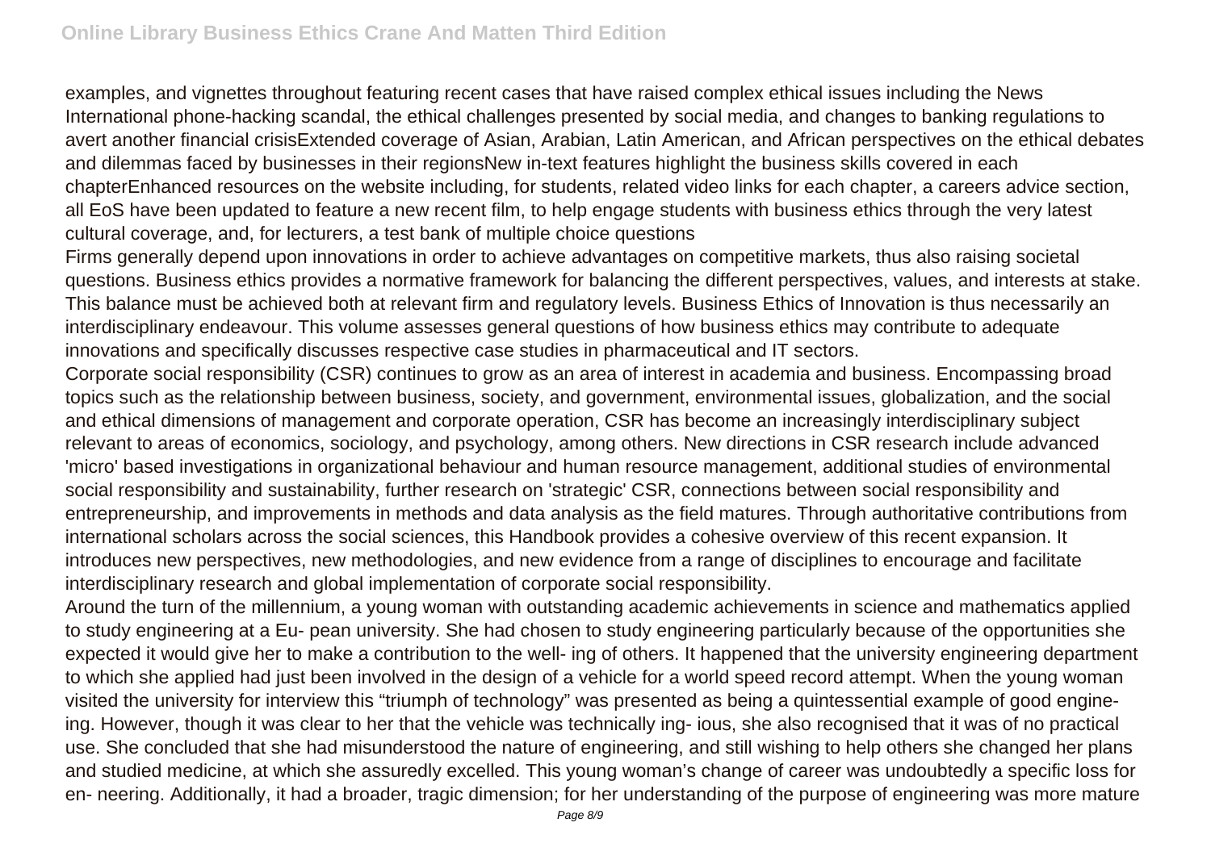examples, and vignettes throughout featuring recent cases that have raised complex ethical issues including the News International phone-hacking scandal, the ethical challenges presented by social media, and changes to banking regulations to avert another financial crisisExtended coverage of Asian, Arabian, Latin American, and African perspectives on the ethical debates and dilemmas faced by businesses in their regionsNew in-text features highlight the business skills covered in each chapterEnhanced resources on the website including, for students, related video links for each chapter, a careers advice section, all EoS have been updated to feature a new recent film, to help engage students with business ethics through the very latest cultural coverage, and, for lecturers, a test bank of multiple choice questions

Firms generally depend upon innovations in order to achieve advantages on competitive markets, thus also raising societal questions. Business ethics provides a normative framework for balancing the different perspectives, values, and interests at stake. This balance must be achieved both at relevant firm and regulatory levels. Business Ethics of Innovation is thus necessarily an interdisciplinary endeavour. This volume assesses general questions of how business ethics may contribute to adequate innovations and specifically discusses respective case studies in pharmaceutical and IT sectors.

Corporate social responsibility (CSR) continues to grow as an area of interest in academia and business. Encompassing broad topics such as the relationship between business, society, and government, environmental issues, globalization, and the social and ethical dimensions of management and corporate operation, CSR has become an increasingly interdisciplinary subject relevant to areas of economics, sociology, and psychology, among others. New directions in CSR research include advanced 'micro' based investigations in organizational behaviour and human resource management, additional studies of environmental social responsibility and sustainability, further research on 'strategic' CSR, connections between social responsibility and entrepreneurship, and improvements in methods and data analysis as the field matures. Through authoritative contributions from international scholars across the social sciences, this Handbook provides a cohesive overview of this recent expansion. It introduces new perspectives, new methodologies, and new evidence from a range of disciplines to encourage and facilitate interdisciplinary research and global implementation of corporate social responsibility.

Around the turn of the millennium, a young woman with outstanding academic achievements in science and mathematics applied to study engineering at a Eu- pean university. She had chosen to study engineering particularly because of the opportunities she expected it would give her to make a contribution to the well- ing of others. It happened that the university engineering department to which she applied had just been involved in the design of a vehicle for a world speed record attempt. When the young woman visited the university for interview this "triumph of technology" was presented as being a quintessential example of good engine- ing. However, though it was clear to her that the vehicle was technically ing- ious, she also recognised that it was of no practical use. She concluded that she had misunderstood the nature of engineering, and still wishing to help others she changed her plans and studied medicine, at which she assuredly excelled. This young woman's change of career was undoubtedly a specific loss for en- neering. Additionally, it had a broader, tragic dimension; for her understanding of the purpose of engineering was more mature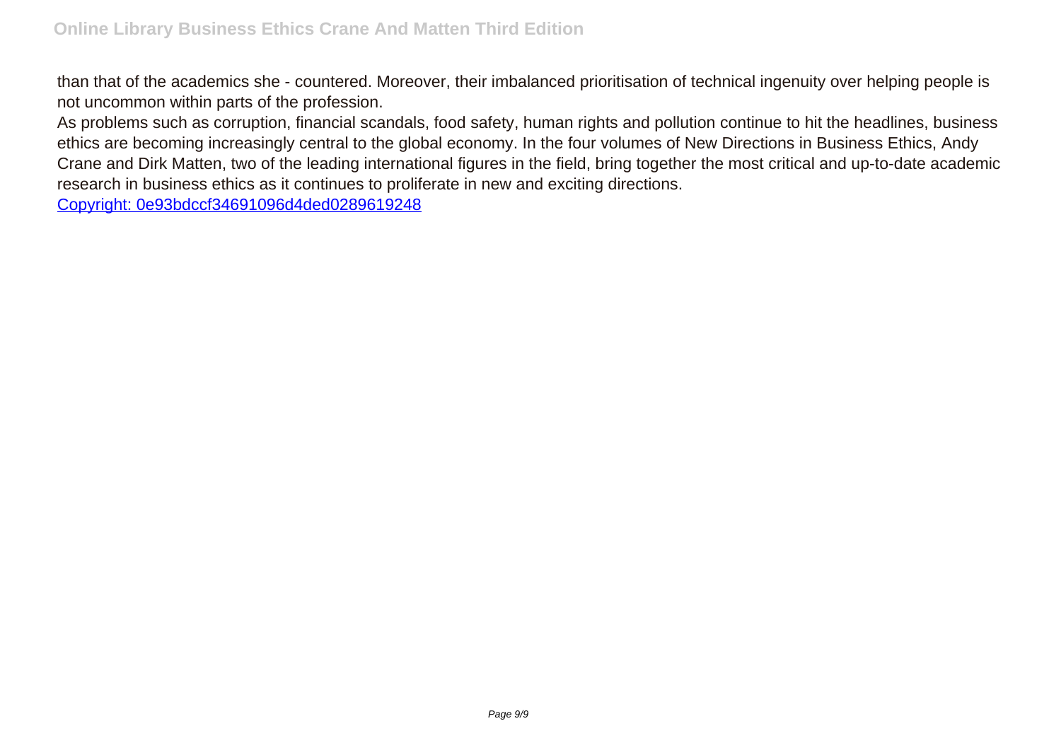than that of the academics she - countered. Moreover, their imbalanced prioritisation of technical ingenuity over helping people is not uncommon within parts of the profession.

As problems such as corruption, financial scandals, food safety, human rights and pollution continue to hit the headlines, business ethics are becoming increasingly central to the global economy. In the four volumes of New Directions in Business Ethics, Andy Crane and Dirk Matten, two of the leading international figures in the field, bring together the most critical and up-to-date academic research in business ethics as it continues to proliferate in new and exciting directions.

Copyright: 0e93bdccf34691096d4ded0289619248